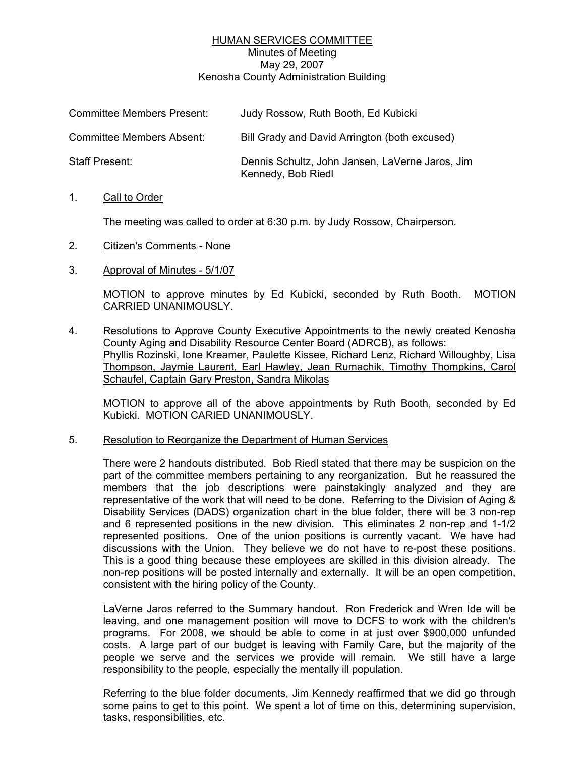# HUMAN SERVICES COMMITTEE

Minutes of Meeting
May 29, 2007
Kenosha County Administration Building

| | |
|---|---|
| Committee Members Present: | Judy Rossow, Ruth Booth, Ed Kubicki |
| Committee Members Absent: | Bill Grady and David Arrington (both excused) |
| Staff Present: | Dennis Schultz, John Jansen, LaVerne Jaros, Jim Kennedy, Bob Riedl |

1. Call to Order

   The meeting was called to order at 6:30 p.m. by Judy Rossow, Chairperson.

2. Citizen's Comments - None

3. Approval of Minutes - 5/1/07

   MOTION to approve minutes by Ed Kubicki, seconded by Ruth Booth. MOTION CARRIED UNANIMOUSLY.

4. Resolutions to Approve County Executive Appointments to the newly created Kenosha County Aging and Disability Resource Center Board (ADRCB), as follows: Phyllis Rozinski, Ione Kreamer, Paulette Kissee, Richard Lenz, Richard Willoughby, Lisa Thompson, Jaymie Laurent, Earl Hawley, Jean Rumachik, Timothy Thompkins, Carol Schaufel, Captain Gary Preston, Sandra Mikolas

   MOTION to approve all of the above appointments by Ruth Booth, seconded by Ed Kubicki. MOTION CARIED UNANIMOUSLY.

5. Resolution to Reorganize the Department of Human Services

   There were 2 handouts distributed. Bob Riedl stated that there may be suspicion on the part of the committee members pertaining to any reorganization. But he reassured the members that the job descriptions were painstakingly analyzed and they are representative of the work that will need to be done. Referring to the Division of Aging & Disability Services (DADS) organization chart in the blue folder, there will be 3 non-rep and 6 represented positions in the new division. This eliminates 2 non-rep and 1-1/2 represented positions. One of the union positions is currently vacant. We have had discussions with the Union. They believe we do not have to re-post these positions. This is a good thing because these employees are skilled in this division already. The non-rep positions will be posted internally and externally. It will be an open competition, consistent with the hiring policy of the County.

   LaVerne Jaros referred to the Summary handout. Ron Frederick and Wren Ide will be leaving, and one management position will move to DCFS to work with the children's programs. For 2008, we should be able to come in at just over $900,000 unfunded costs. A large part of our budget is leaving with Family Care, but the majority of the people we serve and the services we provide will remain. We still have a large responsibility to the people, especially the mentally ill population.

   Referring to the blue folder documents, Jim Kennedy reaffirmed that we did go through some pains to get to this point. We spent a lot of time on this, determining supervision, tasks, responsibilities, etc.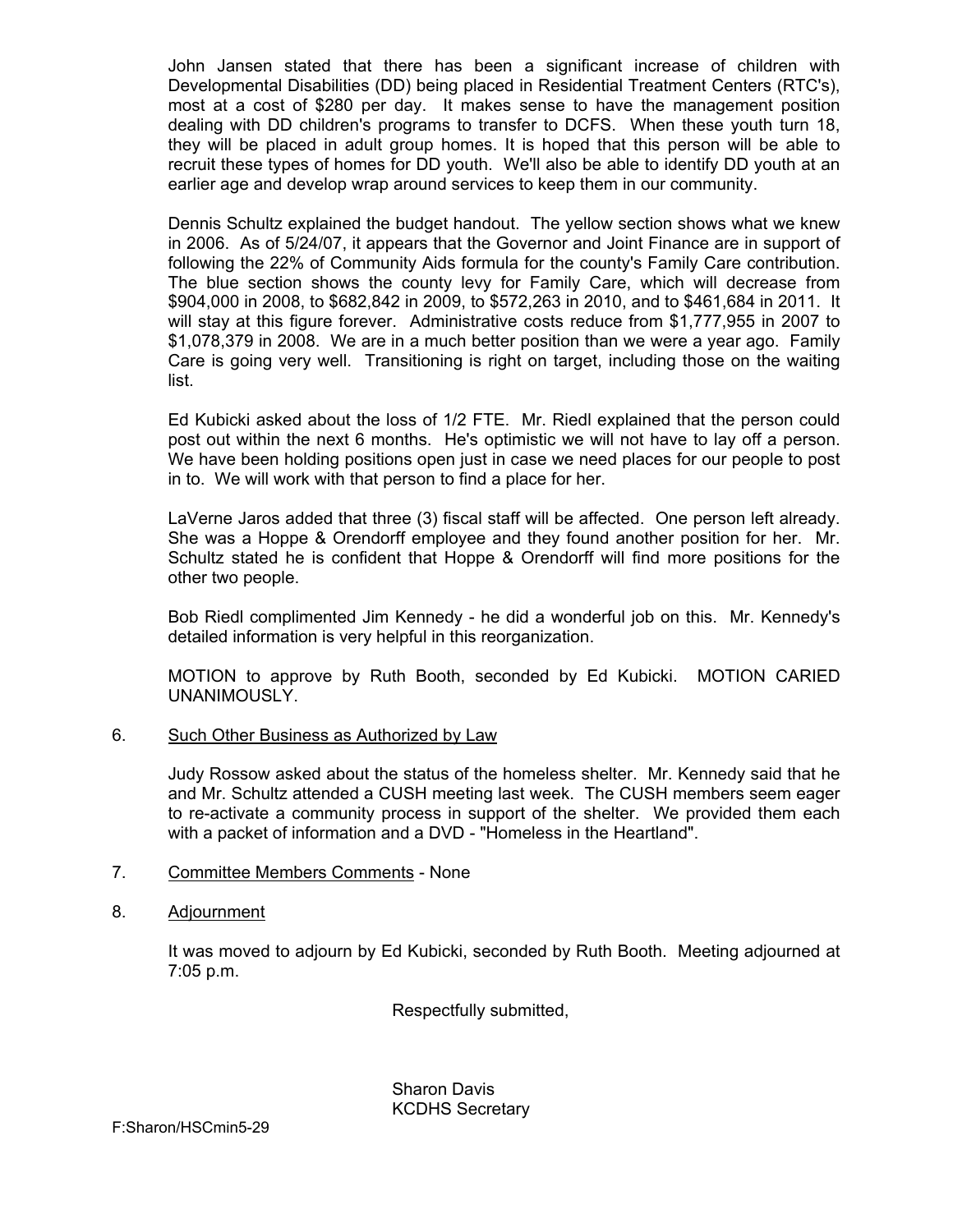John Jansen stated that there has been a significant increase of children with Developmental Disabilities (DD) being placed in Residential Treatment Centers (RTC's), most at a cost of $280 per day. It makes sense to have the management position dealing with DD children's programs to transfer to DCFS. When these youth turn 18, they will be placed in adult group homes. It is hoped that this person will be able to recruit these types of homes for DD youth. We'll also be able to identify DD youth at an earlier age and develop wrap around services to keep them in our community.

Dennis Schultz explained the budget handout. The yellow section shows what we knew in 2006. As of 5/24/07, it appears that the Governor and Joint Finance are in support of following the 22% of Community Aids formula for the county's Family Care contribution. The blue section shows the county levy for Family Care, which will decrease from $904,000 in 2008, to $682,842 in 2009, to $572,263 in 2010, and to $461,684 in 2011. It will stay at this figure forever. Administrative costs reduce from $1,777,955 in 2007 to $1,078,379 in 2008. We are in a much better position than we were a year ago. Family Care is going very well. Transitioning is right on target, including those on the waiting list.

Ed Kubicki asked about the loss of 1/2 FTE. Mr. Riedl explained that the person could post out within the next 6 months. He's optimistic we will not have to lay off a person. We have been holding positions open just in case we need places for our people to post in to. We will work with that person to find a place for her.

LaVerne Jaros added that three (3) fiscal staff will be affected. One person left already. She was a Hoppe & Orendorff employee and they found another position for her. Mr. Schultz stated he is confident that Hoppe & Orendorff will find more positions for the other two people.

Bob Riedl complimented Jim Kennedy - he did a wonderful job on this. Mr. Kennedy's detailed information is very helpful in this reorganization.

MOTION to approve by Ruth Booth, seconded by Ed Kubicki. MOTION CARIED UNANIMOUSLY.

6. Such Other Business as Authorized by Law

Judy Rossow asked about the status of the homeless shelter. Mr. Kennedy said that he and Mr. Schultz attended a CUSH meeting last week. The CUSH members seem eager to re-activate a community process in support of the shelter. We provided them each with a packet of information and a DVD - "Homeless in the Heartland".

7. Committee Members Comments - None

8. Adjournment

It was moved to adjourn by Ed Kubicki, seconded by Ruth Booth. Meeting adjourned at 7:05 p.m.

Respectfully submitted,

Sharon Davis
KCDHS Secretary

F:Sharon/HSCmin5-29